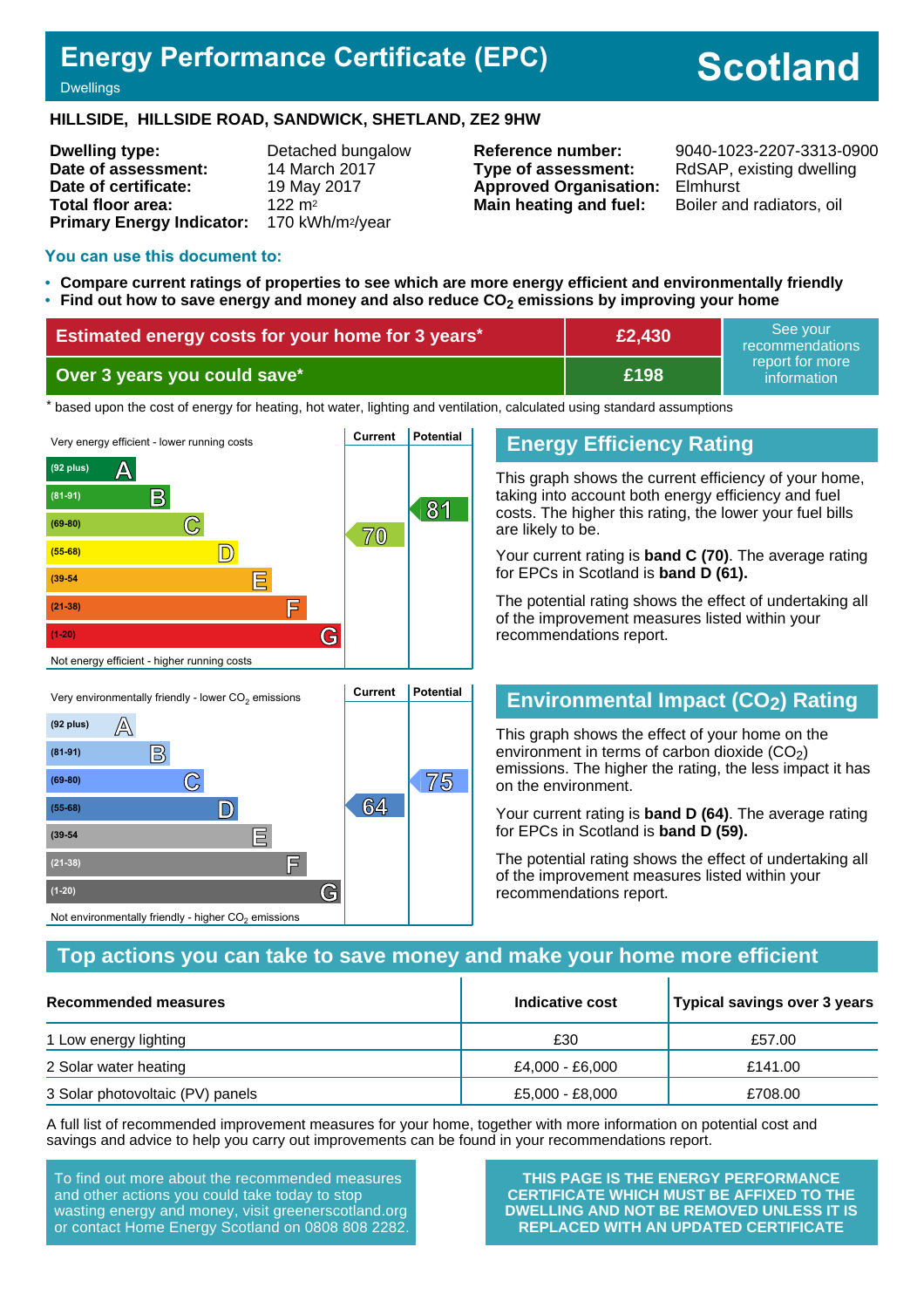# Energy Performance Certificate (EPC)

Dwellings

# Scotland

**HILLSIDE, HILLSIDE ROAD, SANDWICK, SHETLAND, ZE2 9HW**

| | | | |
|---|---|---|---|
| **Dwelling type:** | Detached bungalow | **Reference number:** | 9040-1023-2207-3313-0900 |
| **Date of assessment:** | 14 March 2017 | **Type of assessment:** | RdSAP, existing dwelling |
| **Date of certificate:** | 19 May 2017 | **Approved Organisation:** | Elmhurst |
| **Total floor area:** | 122 m² | **Main heating and fuel:** | Boiler and radiators, oil |
| **Primary Energy Indicator:** | 170 kWh/m²/year | | |

## You can use this document to:

- **Compare current ratings of properties to see which are more energy efficient and environmentally friendly**
- **Find out how to save energy and money and also reduce $CO_2$ emissions by improving your home**

| | | |
|---|---|---|
| **Estimated energy costs for your home for 3 years*** | **£2,430** | See your recommendations report for more information |
| **Over 3 years you could save*** | **£198** | |

\* based upon the cost of energy for heating, hot water, lighting and ventilation, calculated using standard assumptions

Very energy efficient - lower running costs

| Band | Current | Potential |
|---|---|---|
| (92 plus) A | | |
| (81-91) B | | 81 |
| (69-80) C | 70 | |
| (55-68) D | | |
| (39-54) E | | |
| (21-38) F | | |
| (1-20) G | | |

Not energy efficient - higher running costs

## Energy Efficiency Rating

This graph shows the current efficiency of your home, taking into account both energy efficiency and fuel costs. The higher this rating, the lower your fuel bills are likely to be.

Your current rating is **band C (70)**. The average rating for EPCs in Scotland is **band D (61).**

The potential rating shows the effect of undertaking all of the improvement measures listed within your recommendations report.

Very environmentally friendly - lower $CO_2$ emissions

| Band | Current | Potential |
|---|---|---|
| (92 plus) A | | |
| (81-91) B | | |
| (69-80) C | | 75 |
| (55-68) D | 64 | |
| (39-54) E | | |
| (21-38) F | | |
| (1-20) G | | |

Not environmentally friendly - higher $CO_2$ emissions

## Environmental Impact ($CO_2$) Rating

This graph shows the effect of your home on the environment in terms of carbon dioxide ($CO_2$) emissions. The higher the rating, the less impact it has on the environment.

Your current rating is **band D (64)**. The average rating for EPCs in Scotland is **band D (59).**

The potential rating shows the effect of undertaking all of the improvement measures listed within your recommendations report.

## Top actions you can take to save money and make your home more efficient

| Recommended measures | Indicative cost | Typical savings over 3 years |
|---|---|---|
| 1 Low energy lighting | £30 | £57.00 |
| 2 Solar water heating | £4,000 - £6,000 | £141.00 |
| 3 Solar photovoltaic (PV) panels | £5,000 - £8,000 | £708.00 |

A full list of recommended improvement measures for your home, together with more information on potential cost and savings and advice to help you carry out improvements can be found in your recommendations report.

To find out more about the recommended measures and other actions you could take today to stop wasting energy and money, visit greenerscotland.org or contact Home Energy Scotland on 0808 808 2282.

**THIS PAGE IS THE ENERGY PERFORMANCE CERTIFICATE WHICH MUST BE AFFIXED TO THE DWELLING AND NOT BE REMOVED UNLESS IT IS REPLACED WITH AN UPDATED CERTIFICATE**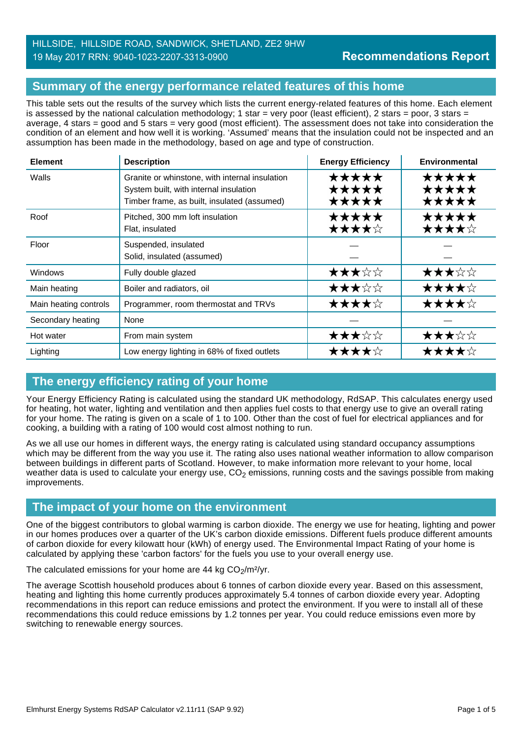HILLSIDE, HILLSIDE ROAD, SANDWICK, SHETLAND, ZE2 9HW
19 May 2017 RRN: 9040-1023-2207-3313-0900

**Recommendations Report**

## Summary of the energy performance related features of this home

This table sets out the results of the survey which lists the current energy-related features of this home. Each element is assessed by the national calculation methodology; 1 star = very poor (least efficient), 2 stars = poor, 3 stars = average, 4 stars = good and 5 stars = very good (most efficient). The assessment does not take into consideration the condition of an element and how well it is working. 'Assumed' means that the insulation could not be inspected and an assumption has been made in the methodology, based on age and type of construction.

| Element | Description | Energy Efficiency | Environmental |
|---|---|---|---|
| Walls | Granite or whinstone, with internal insulation | ★★★★★ | ★★★★★ |
| | System built, with internal insulation | ★★★★★ | ★★★★★ |
| | Timber frame, as built, insulated (assumed) | ★★★★★ | ★★★★★ |
| Roof | Pitched, 300 mm loft insulation | ★★★★★ | ★★★★★ |
| | Flat, insulated | ★★★★☆ | ★★★★☆ |
| Floor | Suspended, insulated | — | — |
| | Solid, insulated (assumed) | — | — |
| Windows | Fully double glazed | ★★★☆☆ | ★★★☆☆ |
| Main heating | Boiler and radiators, oil | ★★★☆☆ | ★★★★☆ |
| Main heating controls | Programmer, room thermostat and TRVs | ★★★★☆ | ★★★★☆ |
| Secondary heating | None | — | — |
| Hot water | From main system | ★★★☆☆ | ★★★☆☆ |
| Lighting | Low energy lighting in 68% of fixed outlets | ★★★★☆ | ★★★★☆ |

## The energy efficiency rating of your home

Your Energy Efficiency Rating is calculated using the standard UK methodology, RdSAP. This calculates energy used for heating, hot water, lighting and ventilation and then applies fuel costs to that energy use to give an overall rating for your home. The rating is given on a scale of 1 to 100. Other than the cost of fuel for electrical appliances and for cooking, a building with a rating of 100 would cost almost nothing to run.

As we all use our homes in different ways, the energy rating is calculated using standard occupancy assumptions which may be different from the way you use it. The rating also uses national weather information to allow comparison between buildings in different parts of Scotland. However, to make information more relevant to your home, local weather data is used to calculate your energy use, $CO_2$ emissions, running costs and the savings possible from making improvements.

## The impact of your home on the environment

One of the biggest contributors to global warming is carbon dioxide. The energy we use for heating, lighting and power in our homes produces over a quarter of the UK's carbon dioxide emissions. Different fuels produce different amounts of carbon dioxide for every kilowatt hour (kWh) of energy used. The Environmental Impact Rating of your home is calculated by applying these 'carbon factors' for the fuels you use to your overall energy use.

The calculated emissions for your home are 44 kg $CO_2/m^2/yr$.

The average Scottish household produces about 6 tonnes of carbon dioxide every year. Based on this assessment, heating and lighting this home currently produces approximately 5.4 tonnes of carbon dioxide every year. Adopting recommendations in this report can reduce emissions and protect the environment. If you were to install all of these recommendations this could reduce emissions by 1.2 tonnes per year. You could reduce emissions even more by switching to renewable energy sources.

Elmhurst Energy Systems RdSAP Calculator v2.11r11 (SAP 9.92)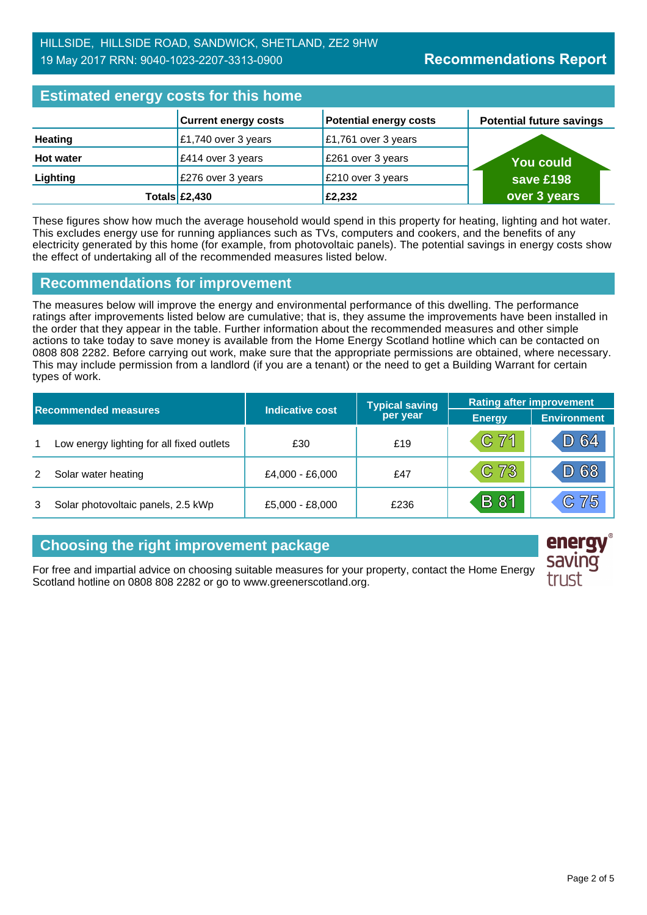HILLSIDE, HILLSIDE ROAD, SANDWICK, SHETLAND, ZE2 9HW
19 May 2017 RRN: 9040-1023-2207-3313-0900

**Recommendations Report**

## Estimated energy costs for this home

| | Current energy costs | Potential energy costs | Potential future savings |
|---|---|---|---|
| **Heating** | £1,740 over 3 years | £1,761 over 3 years | You could save £198 over 3 years |
| **Hot water** | £414 over 3 years | £261 over 3 years | |
| **Lighting** | £276 over 3 years | £210 over 3 years | |
| **Totals** | **£2,430** | **£2,232** | |

These figures show how much the average household would spend in this property for heating, lighting and hot water. This excludes energy use for running appliances such as TVs, computers and cookers, and the benefits of any electricity generated by this home (for example, from photovoltaic panels). The potential savings in energy costs show the effect of undertaking all of the recommended measures listed below.

## Recommendations for improvement

The measures below will improve the energy and environmental performance of this dwelling. The performance ratings after improvements listed below are cumulative; that is, they assume the improvements have been installed in the order that they appear in the table. Further information about the recommended measures and other simple actions to take today to save money is available from the Home Energy Scotland hotline which can be contacted on 0808 808 2282. Before carrying out work, make sure that the appropriate permissions are obtained, where necessary. This may include permission from a landlord (if you are a tenant) or the need to get a Building Warrant for certain types of work.

| Recommended measures | | Indicative cost | Typical saving per year | Rating after improvement | |
|---|---|---|---|---|---|
| | | | | Energy | Environment |
| 1 | Low energy lighting for all fixed outlets | £30 | £19 | C 71 | D 64 |
| 2 | Solar water heating | £4,000 - £6,000 | £47 | C 73 | D 68 |
| 3 | Solar photovoltaic panels, 2.5 kWp | £5,000 - £8,000 | £236 | B 81 | C 75 |

## Choosing the right improvement package

For free and impartial advice on choosing suitable measures for your property, contact the Home Energy Scotland hotline on 0808 808 2282 or go to www.greenerscotland.org.

energy saving trust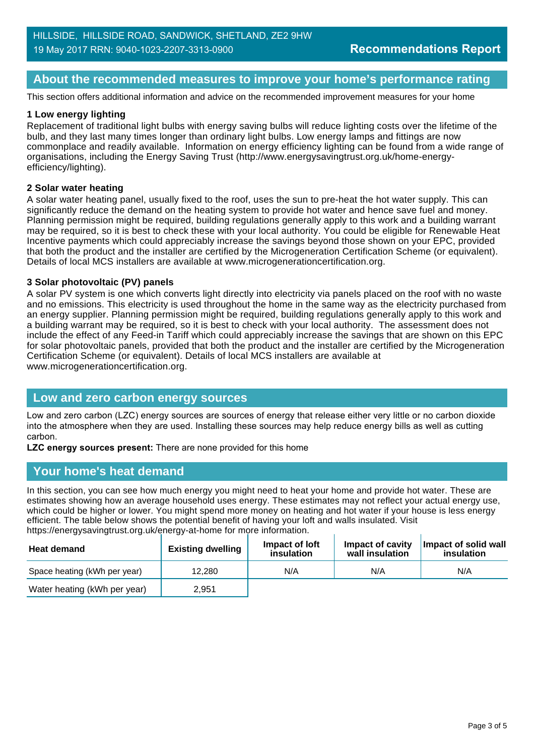HILLSIDE, HILLSIDE ROAD, SANDWICK, SHETLAND, ZE2 9HW
19 May 2017 RRN: 9040-1023-2207-3313-0900

**Recommendations Report**

## About the recommended measures to improve your home's performance rating

This section offers additional information and advice on the recommended improvement measures for your home

### 1 Low energy lighting

Replacement of traditional light bulbs with energy saving bulbs will reduce lighting costs over the lifetime of the bulb, and they last many times longer than ordinary light bulbs. Low energy lamps and fittings are now commonplace and readily available. Information on energy efficiency lighting can be found from a wide range of organisations, including the Energy Saving Trust (http://www.energysavingtrust.org.uk/home-energy-efficiency/lighting).

### 2 Solar water heating

A solar water heating panel, usually fixed to the roof, uses the sun to pre-heat the hot water supply. This can significantly reduce the demand on the heating system to provide hot water and hence save fuel and money. Planning permission might be required, building regulations generally apply to this work and a building warrant may be required, so it is best to check these with your local authority. You could be eligible for Renewable Heat Incentive payments which could appreciably increase the savings beyond those shown on your EPC, provided that both the product and the installer are certified by the Microgeneration Certification Scheme (or equivalent). Details of local MCS installers are available at www.microgenerationcertification.org.

### 3 Solar photovoltaic (PV) panels

A solar PV system is one which converts light directly into electricity via panels placed on the roof with no waste and no emissions. This electricity is used throughout the home in the same way as the electricity purchased from an energy supplier. Planning permission might be required, building regulations generally apply to this work and a building warrant may be required, so it is best to check with your local authority. The assessment does not include the effect of any Feed-in Tariff which could appreciably increase the savings that are shown on this EPC for solar photovoltaic panels, provided that both the product and the installer are certified by the Microgeneration Certification Scheme (or equivalent). Details of local MCS installers are available at www.microgenerationcertification.org.

## Low and zero carbon energy sources

Low and zero carbon (LZC) energy sources are sources of energy that release either very little or no carbon dioxide into the atmosphere when they are used. Installing these sources may help reduce energy bills as well as cutting carbon.

**LZC energy sources present:** There are none provided for this home

## Your home's heat demand

In this section, you can see how much energy you might need to heat your home and provide hot water. These are estimates showing how an average household uses energy. These estimates may not reflect your actual energy use, which could be higher or lower. You might spend more money on heating and hot water if your house is less energy efficient. The table below shows the potential benefit of having your loft and walls insulated. Visit https://energysavingtrust.org.uk/energy-at-home for more information.

| Heat demand | Existing dwelling | Impact of loft insulation | Impact of cavity wall insulation | Impact of solid wall insulation |
|---|---|---|---|---|
| Space heating (kWh per year) | 12,280 | N/A | N/A | N/A |
| Water heating (kWh per year) | 2,951 | | | |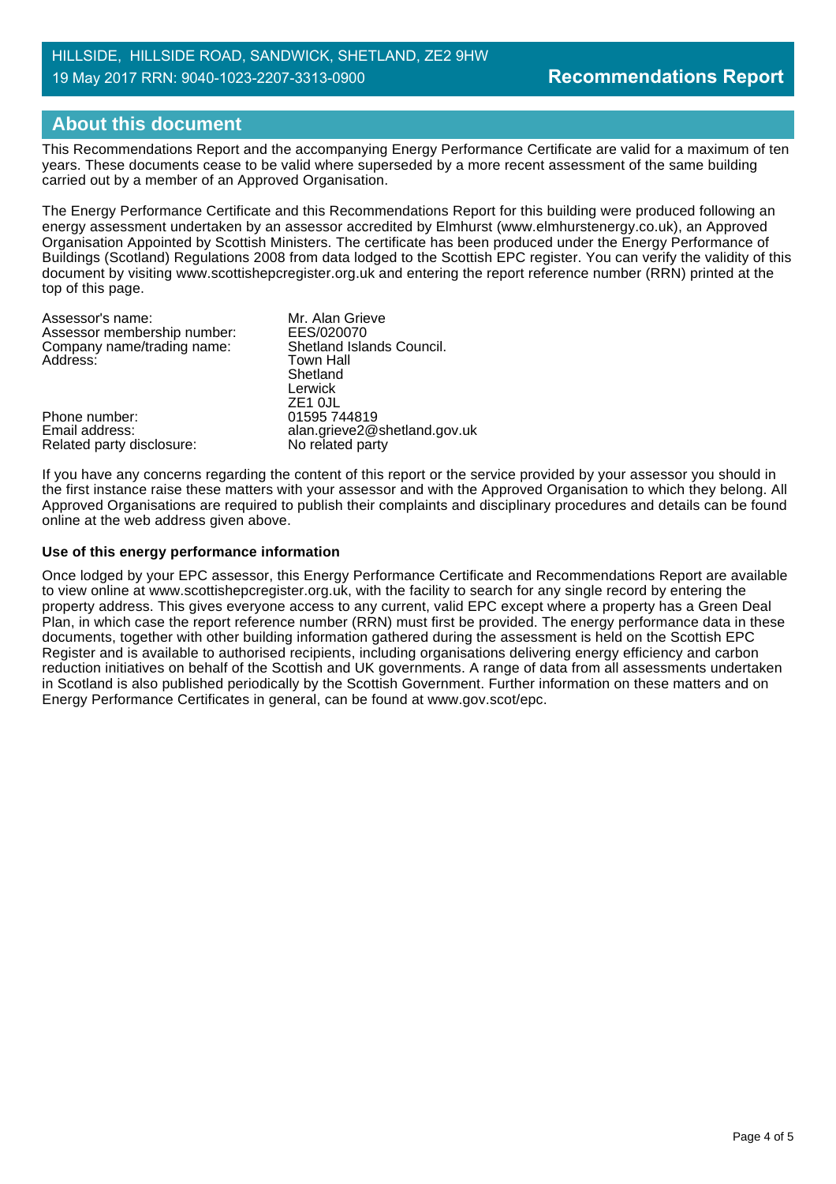HILLSIDE, HILLSIDE ROAD, SANDWICK, SHETLAND, ZE2 9HW
19 May 2017 RRN: 9040-1023-2207-3313-0900

**Recommendations Report**

## About this document

This Recommendations Report and the accompanying Energy Performance Certificate are valid for a maximum of ten years. These documents cease to be valid where superseded by a more recent assessment of the same building carried out by a member of an Approved Organisation.

The Energy Performance Certificate and this Recommendations Report for this building were produced following an energy assessment undertaken by an assessor accredited by Elmhurst (www.elmhurstenergy.co.uk), an Approved Organisation Appointed by Scottish Ministers. The certificate has been produced under the Energy Performance of Buildings (Scotland) Regulations 2008 from data lodged to the Scottish EPC register. You can verify the validity of this document by visiting www.scottishepcregister.org.uk and entering the report reference number (RRN) printed at the top of this page.

| | |
|---|---|
| Assessor's name: | Mr. Alan Grieve |
| Assessor membership number: | EES/020070 |
| Company name/trading name: | Shetland Islands Council. |
| Address: | Town Hall<br>Shetland<br>Lerwick<br>ZE1 0JL |
| Phone number: | 01595 744819 |
| Email address: | alan.grieve2@shetland.gov.uk |
| Related party disclosure: | No related party |

If you have any concerns regarding the content of this report or the service provided by your assessor you should in the first instance raise these matters with your assessor and with the Approved Organisation to which they belong. All Approved Organisations are required to publish their complaints and disciplinary procedures and details can be found online at the web address given above.

**Use of this energy performance information**

Once lodged by your EPC assessor, this Energy Performance Certificate and Recommendations Report are available to view online at www.scottishepcregister.org.uk, with the facility to search for any single record by entering the property address. This gives everyone access to any current, valid EPC except where a property has a Green Deal Plan, in which case the report reference number (RRN) must first be provided. The energy performance data in these documents, together with other building information gathered during the assessment is held on the Scottish EPC Register and is available to authorised recipients, including organisations delivering energy efficiency and carbon reduction initiatives on behalf of the Scottish and UK governments. A range of data from all assessments undertaken in Scotland is also published periodically by the Scottish Government. Further information on these matters and on Energy Performance Certificates in general, can be found at www.gov.scot/epc.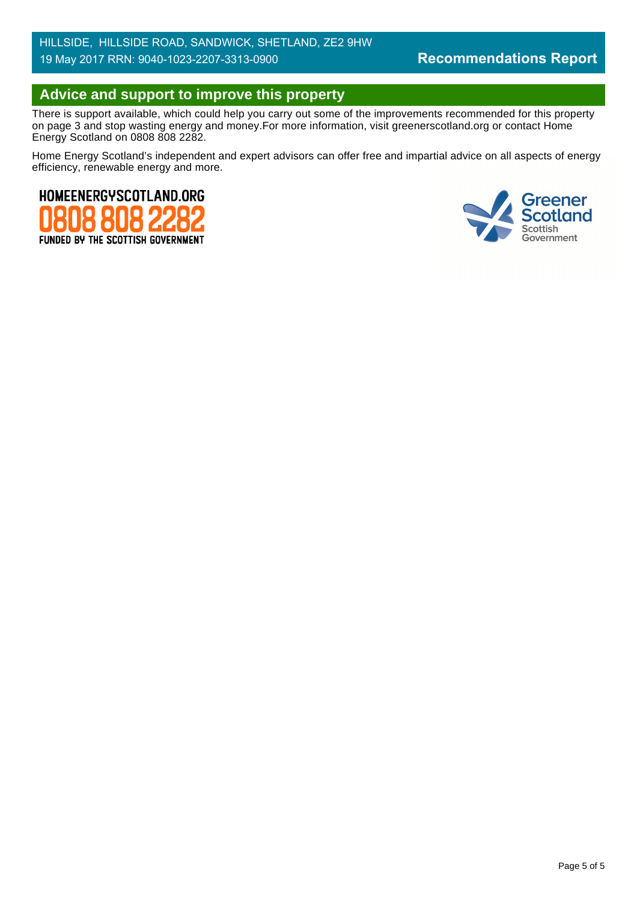## Advice and support to improve this property

There is support available, which could help you carry out some of the improvements recommended for this property on page 3 and stop wasting energy and money.For more information, visit greenerscotland.org or contact Home Energy Scotland on 0808 808 2282.

Home Energy Scotland's independent and expert advisors can offer free and impartial advice on all aspects of energy efficiency, renewable energy and more.

HOMEENERGYSCOTLAND.ORG
0808 808 2282
FUNDED BY THE SCOTTISH GOVERNMENT

Greener Scotland
Scottish Government